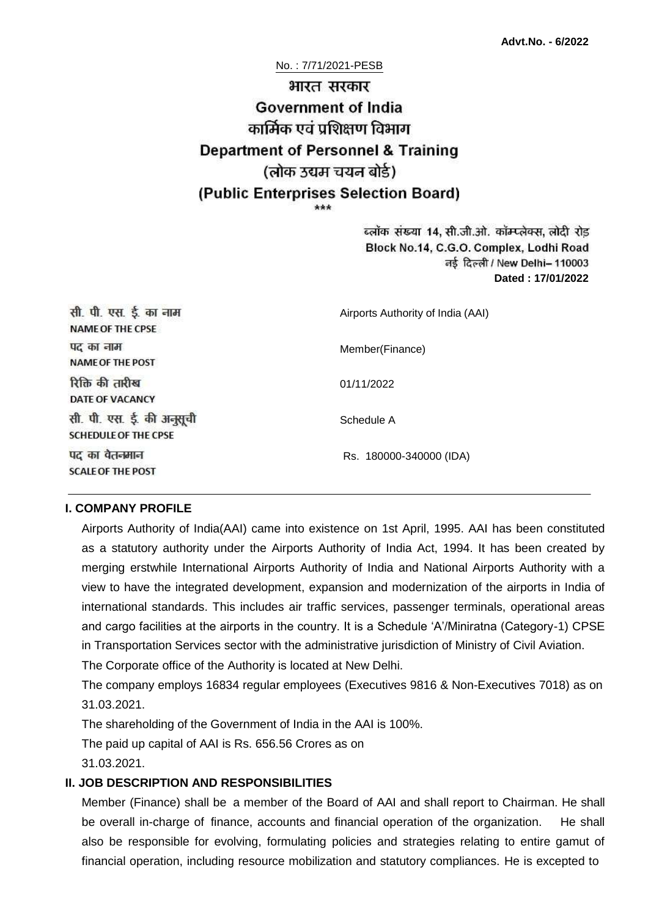**Advt.No. - 6/2022**

No. : 7/71/2021-PESB

# भारत सरकार
# Government of India
## कार्मिक एवं प्रशिक्षण विभाग
## Department of Personnel & Training
## (लोक उद्यम चयन बोर्ड)
## (Public Enterprises Selection Board)

\*\*\*

ब्लॉक संख्या 14, सी.जी.ओ. कॉम्प्लेक्स, लोदी रोड
Block No.14, C.G.O. Complex, Lodhi Road
नई दिल्ली / New Delhi– 110003
**Dated : 17/01/2022**

| | |
|---|---|
| सी. पी. एस. ई. का नाम<br>NAME OF THE CPSE | Airports Authority of India (AAI) |
| पद का नाम<br>NAME OF THE POST | Member(Finance) |
| रिक्ति की तारीख<br>DATE OF VACANCY | 01/11/2022 |
| सी. पी. एस. ई. की अनुसूची<br>SCHEDULE OF THE CPSE | Schedule A |
| पद का वेतनमान<br>SCALE OF THE POST | Rs. 180000-340000 (IDA) |

### I. COMPANY PROFILE

Airports Authority of India(AAI) came into existence on 1st April, 1995. AAI has been constituted as a statutory authority under the Airports Authority of India Act, 1994. It has been created by merging erstwhile International Airports Authority of India and National Airports Authority with a view to have the integrated development, expansion and modernization of the airports in India of international standards. This includes air traffic services, passenger terminals, operational areas and cargo facilities at the airports in the country. It is a Schedule 'A'/Miniratna (Category-1) CPSE in Transportation Services sector with the administrative jurisdiction of Ministry of Civil Aviation.

The Corporate office of the Authority is located at New Delhi.

The company employs 16834 regular employees (Executives 9816 & Non-Executives 7018) as on 31.03.2021.

The shareholding of the Government of India in the AAI is 100%.

The paid up capital of AAI is Rs. 656.56 Crores as on 31.03.2021.

### II. JOB DESCRIPTION AND RESPONSIBILITIES

Member (Finance) shall be a member of the Board of AAI and shall report to Chairman. He shall be overall in-charge of finance, accounts and financial operation of the organization. He shall also be responsible for evolving, formulating policies and strategies relating to entire gamut of financial operation, including resource mobilization and statutory compliances. He is excepted to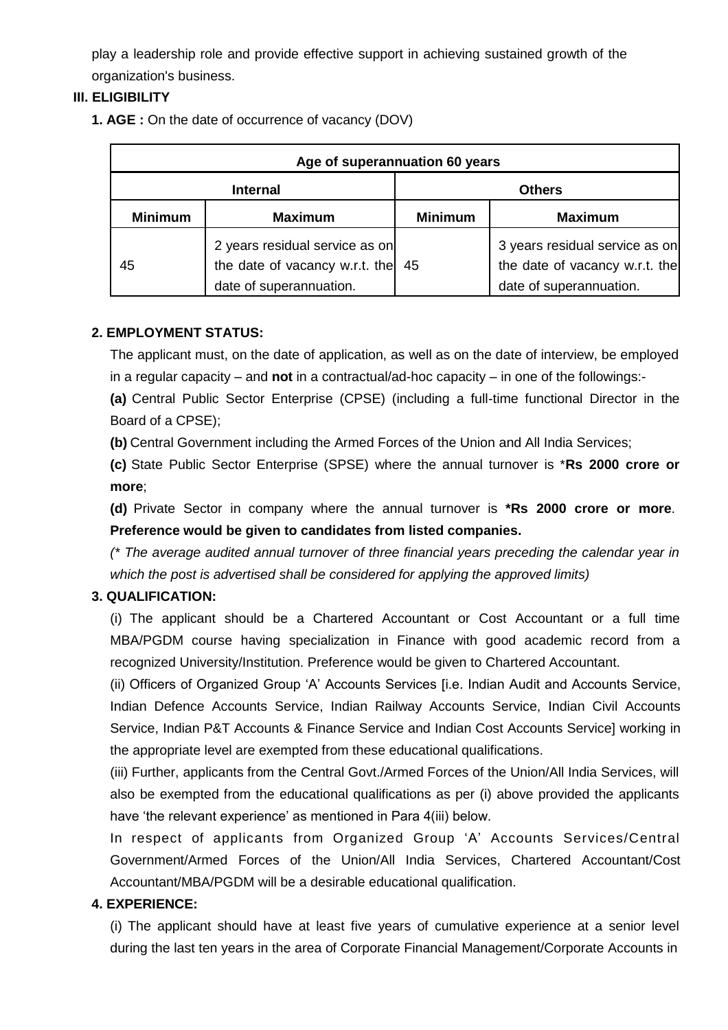play a leadership role and provide effective support in achieving sustained growth of the organization's business.

### III. ELIGIBILITY

**1. AGE :** On the date of occurrence of vacancy (DOV)

| Age of superannuation 60 years | | | |
|---|---|---|---|
| **Internal** | | **Others** | |
| **Minimum** | **Maximum** | **Minimum** | **Maximum** |
| 45 | 2 years residual service as on the date of vacancy w.r.t. the date of superannuation. | 45 | 3 years residual service as on the date of vacancy w.r.t. the date of superannuation. |

**2. EMPLOYMENT STATUS:**

The applicant must, on the date of application, as well as on the date of interview, be employed in a regular capacity – and **not** in a contractual/ad-hoc capacity – in one of the followings:-

**(a)** Central Public Sector Enterprise (CPSE) (including a full-time functional Director in the Board of a CPSE);

**(b)** Central Government including the Armed Forces of the Union and All India Services;

**(c)** State Public Sector Enterprise (SPSE) where the annual turnover is ***Rs 2000 crore or more**;

**(d)** Private Sector in company where the annual turnover is ***Rs 2000 crore or more**. **Preference would be given to candidates from listed companies.**

*(* The average audited annual turnover of three financial years preceding the calendar year in which the post is advertised shall be considered for applying the approved limits)*

**3. QUALIFICATION:**

(i) The applicant should be a Chartered Accountant or Cost Accountant or a full time MBA/PGDM course having specialization in Finance with good academic record from a recognized University/Institution. Preference would be given to Chartered Accountant.

(ii) Officers of Organized Group 'A' Accounts Services [i.e. Indian Audit and Accounts Service, Indian Defence Accounts Service, Indian Railway Accounts Service, Indian Civil Accounts Service, Indian P&T Accounts & Finance Service and Indian Cost Accounts Service] working in the appropriate level are exempted from these educational qualifications.

(iii) Further, applicants from the Central Govt./Armed Forces of the Union/All India Services, will also be exempted from the educational qualifications as per (i) above provided the applicants have 'the relevant experience' as mentioned in Para 4(iii) below.

In respect of applicants from Organized Group 'A' Accounts Services/Central Government/Armed Forces of the Union/All India Services, Chartered Accountant/Cost Accountant/MBA/PGDM will be a desirable educational qualification.

**4. EXPERIENCE:**

(i) The applicant should have at least five years of cumulative experience at a senior level during the last ten years in the area of Corporate Financial Management/Corporate Accounts in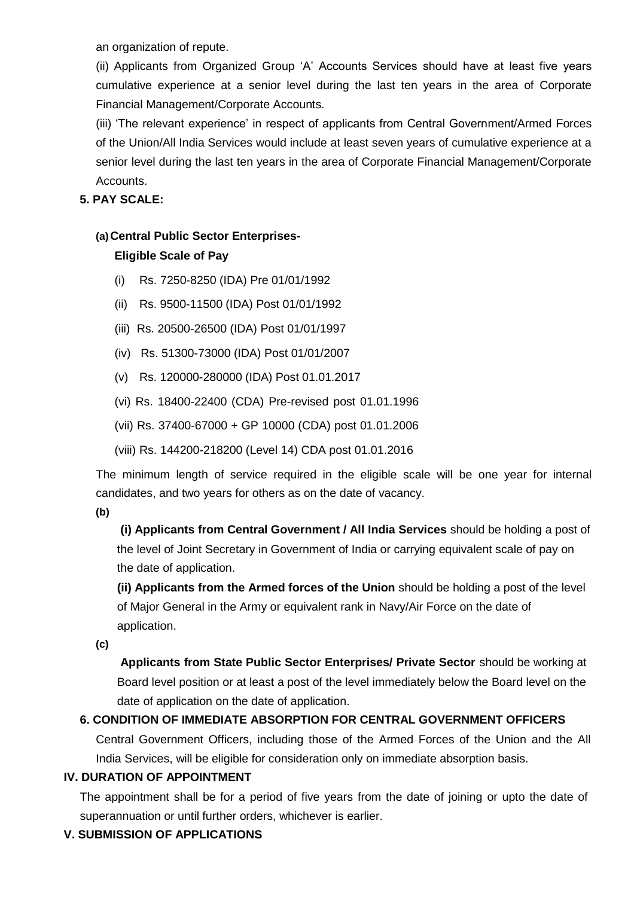an organization of repute.

(ii) Applicants from Organized Group 'A' Accounts Services should have at least five years cumulative experience at a senior level during the last ten years in the area of Corporate Financial Management/Corporate Accounts.

(iii) 'The relevant experience' in respect of applicants from Central Government/Armed Forces of the Union/All India Services would include at least seven years of cumulative experience at a senior level during the last ten years in the area of Corporate Financial Management/Corporate Accounts.

**5. PAY SCALE:**

**(a) Central Public Sector Enterprises-**

**Eligible Scale of Pay**

(i) Rs. 7250-8250 (IDA) Pre 01/01/1992

(ii) Rs. 9500-11500 (IDA) Post 01/01/1992

(iii) Rs. 20500-26500 (IDA) Post 01/01/1997

(iv) Rs. 51300-73000 (IDA) Post 01/01/2007

(v) Rs. 120000-280000 (IDA) Post 01.01.2017

(vi) Rs. 18400-22400 (CDA) Pre-revised post 01.01.1996

(vii) Rs. 37400-67000 + GP 10000 (CDA) post 01.01.2006

(viii) Rs. 144200-218200 (Level 14) CDA post 01.01.2016

The minimum length of service required in the eligible scale will be one year for internal candidates, and two years for others as on the date of vacancy.

**(b)**

**(i) Applicants from Central Government / All India Services** should be holding a post of the level of Joint Secretary in Government of India or carrying equivalent scale of pay on the date of application.

**(ii) Applicants from the Armed forces of the Union** should be holding a post of the level of Major General in the Army or equivalent rank in Navy/Air Force on the date of application.

**(c)**

**Applicants from State Public Sector Enterprises/ Private Sector** should be working at Board level position or at least a post of the level immediately below the Board level on the date of application on the date of application.

**6. CONDITION OF IMMEDIATE ABSORPTION FOR CENTRAL GOVERNMENT OFFICERS**

Central Government Officers, including those of the Armed Forces of the Union and the All India Services, will be eligible for consideration only on immediate absorption basis.

## IV. DURATION OF APPOINTMENT

The appointment shall be for a period of five years from the date of joining or upto the date of superannuation or until further orders, whichever is earlier.

## V. SUBMISSION OF APPLICATIONS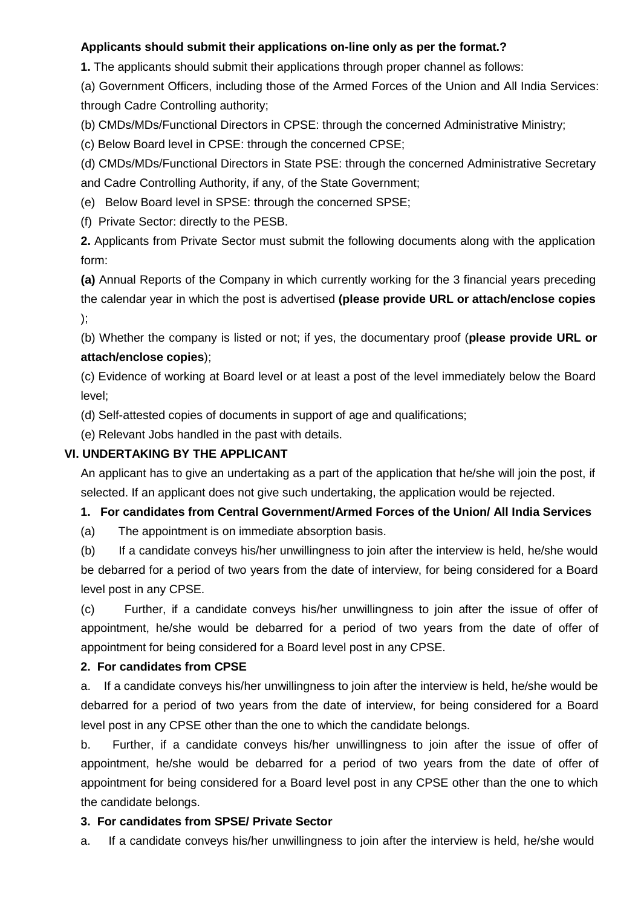**Applicants should submit their applications on-line only as per the format.?**

**1.** The applicants should submit their applications through proper channel as follows:

(a) Government Officers, including those of the Armed Forces of the Union and All India Services: through Cadre Controlling authority;

(b) CMDs/MDs/Functional Directors in CPSE: through the concerned Administrative Ministry;

(c) Below Board level in CPSE: through the concerned CPSE;

(d) CMDs/MDs/Functional Directors in State PSE: through the concerned Administrative Secretary and Cadre Controlling Authority, if any, of the State Government;

(e) Below Board level in SPSE: through the concerned SPSE;

(f) Private Sector: directly to the PESB.

**2.** Applicants from Private Sector must submit the following documents along with the application form:

**(a)** Annual Reports of the Company in which currently working for the 3 financial years preceding the calendar year in which the post is advertised **(please provide URL or attach/enclose copies** );

(b) Whether the company is listed or not; if yes, the documentary proof (**please provide URL or attach/enclose copies**);

(c) Evidence of working at Board level or at least a post of the level immediately below the Board level;

(d) Self-attested copies of documents in support of age and qualifications;

(e) Relevant Jobs handled in the past with details.

## VI. UNDERTAKING BY THE APPLICANT

An applicant has to give an undertaking as a part of the application that he/she will join the post, if selected. If an applicant does not give such undertaking, the application would be rejected.

**1. For candidates from Central Government/Armed Forces of the Union/ All India Services**

(a) The appointment is on immediate absorption basis.

(b) If a candidate conveys his/her unwillingness to join after the interview is held, he/she would be debarred for a period of two years from the date of interview, for being considered for a Board level post in any CPSE.

(c) Further, if a candidate conveys his/her unwillingness to join after the issue of offer of appointment, he/she would be debarred for a period of two years from the date of offer of appointment for being considered for a Board level post in any CPSE.

**2. For candidates from CPSE**

a. If a candidate conveys his/her unwillingness to join after the interview is held, he/she would be debarred for a period of two years from the date of interview, for being considered for a Board level post in any CPSE other than the one to which the candidate belongs.

b. Further, if a candidate conveys his/her unwillingness to join after the issue of offer of appointment, he/she would be debarred for a period of two years from the date of offer of appointment for being considered for a Board level post in any CPSE other than the one to which the candidate belongs.

**3. For candidates from SPSE/ Private Sector**

a. If a candidate conveys his/her unwillingness to join after the interview is held, he/she would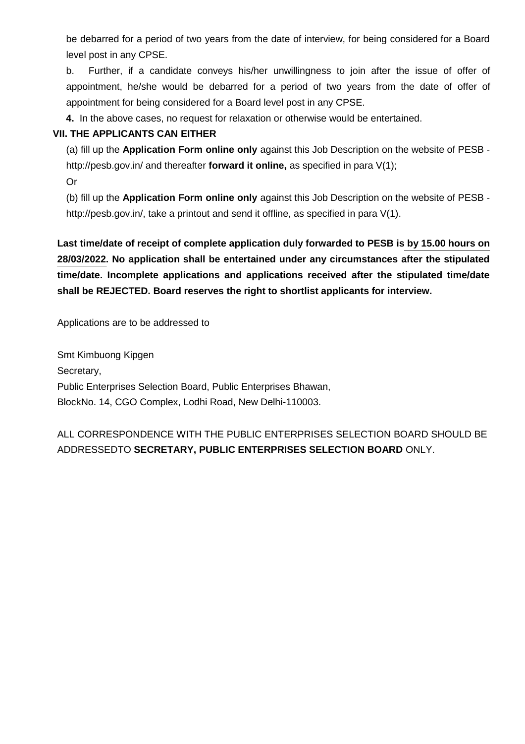be debarred for a period of two years from the date of interview, for being considered for a Board level post in any CPSE.

b. Further, if a candidate conveys his/her unwillingness to join after the issue of offer of appointment, he/she would be debarred for a period of two years from the date of offer of appointment for being considered for a Board level post in any CPSE.

**4.** In the above cases, no request for relaxation or otherwise would be entertained.

**VII. THE APPLICANTS CAN EITHER**

(a) fill up the **Application Form online only** against this Job Description on the website of PESB - http://pesb.gov.in/ and thereafter **forward it online,** as specified in para V(1);

Or

(b) fill up the **Application Form online only** against this Job Description on the website of PESB - http://pesb.gov.in/, take a printout and send it offline, as specified in para V(1).

**Last time/date of receipt of complete application duly forwarded to PESB is by 15.00 hours on 28/03/2022. No application shall be entertained under any circumstances after the stipulated time/date. Incomplete applications and applications received after the stipulated time/date shall be REJECTED. Board reserves the right to shortlist applicants for interview.**

Applications are to be addressed to

Smt Kimbuong Kipgen
Secretary,
Public Enterprises Selection Board, Public Enterprises Bhawan,
BlockNo. 14, CGO Complex, Lodhi Road, New Delhi-110003.

ALL CORRESPONDENCE WITH THE PUBLIC ENTERPRISES SELECTION BOARD SHOULD BE ADDRESSEDTO **SECRETARY, PUBLIC ENTERPRISES SELECTION BOARD** ONLY.